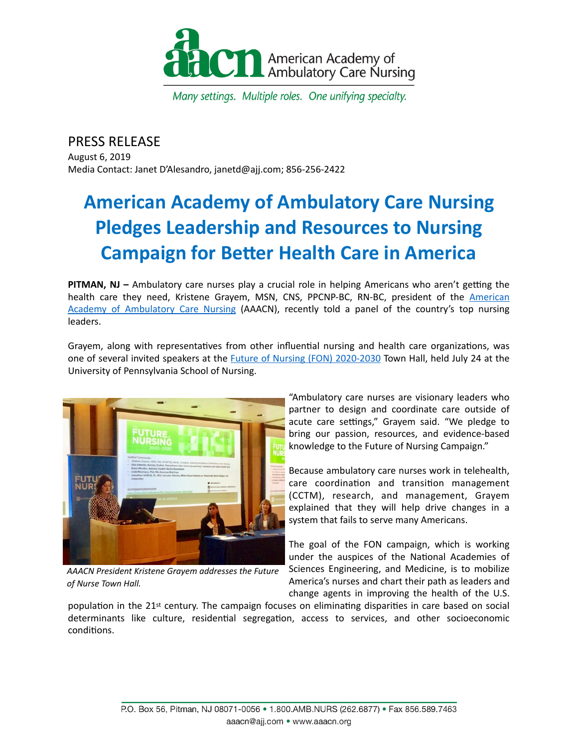American Academy of Ambulatory Care Nursing

*Many settings. Multiple roles. One unifying specialty.*

PRESS RELEASE
August 6, 2019
Media Contact: Janet D'Alesandro, janetd@ajj.com; 856-256-2422

# American Academy of Ambulatory Care Nursing Pledges Leadership and Resources to Nursing Campaign for Better Health Care in America

**PITMAN, NJ –** Ambulatory care nurses play a crucial role in helping Americans who aren't getting the health care they need, Kristene Grayem, MSN, CNS, PPCNP-BC, RN-BC, president of the American Academy of Ambulatory Care Nursing (AAACN), recently told a panel of the country's top nursing leaders.

Grayem, along with representatives from other influential nursing and health care organizations, was one of several invited speakers at the Future of Nursing (FON) 2020-2030 Town Hall, held July 24 at the University of Pennsylvania School of Nursing.

*AAACN President Kristene Grayem addresses the Future of Nurse Town Hall.*

"Ambulatory care nurses are visionary leaders who partner to design and coordinate care outside of acute care settings," Grayem said. "We pledge to bring our passion, resources, and evidence-based knowledge to the Future of Nursing Campaign."

Because ambulatory care nurses work in telehealth, care coordination and transition management (CCTM), research, and management, Grayem explained that they will help drive changes in a system that fails to serve many Americans.

The goal of the FON campaign, which is working under the auspices of the National Academies of Sciences Engineering, and Medicine, is to mobilize America's nurses and chart their path as leaders and change agents in improving the health of the U.S. population in the 21st century. The campaign focuses on eliminating disparities in care based on social determinants like culture, residential segregation, access to services, and other socioeconomic conditions.

P.O. Box 56, Pitman, NJ 08071-0056 • 1.800.AMB.NURS (262.6877) • Fax 856.589.7463
aaacn@ajj.com • www.aaacn.org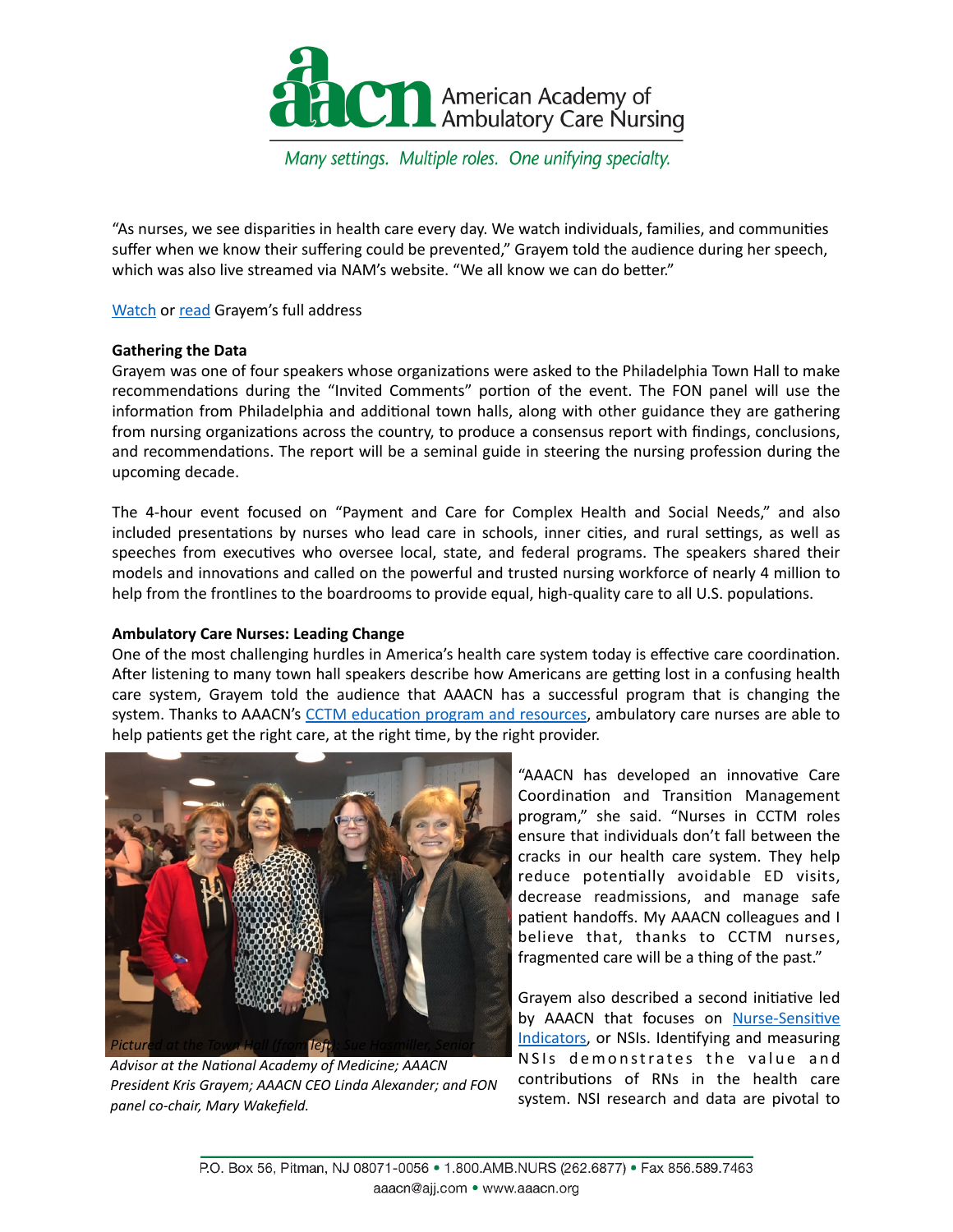"As nurses, we see disparities in health care every day. We watch individuals, families, and communities suffer when we know their suffering could be prevented," Grayem told the audience during her speech, which was also live streamed via NAM's website. "We all know we can do better."

[Watch](#) or [read](#) Grayem's full address

**Gathering the Data**

Grayem was one of four speakers whose organizations were asked to the Philadelphia Town Hall to make recommendations during the "Invited Comments" portion of the event. The FON panel will use the information from Philadelphia and additional town halls, along with other guidance they are gathering from nursing organizations across the country, to produce a consensus report with findings, conclusions, and recommendations. The report will be a seminal guide in steering the nursing profession during the upcoming decade.

The 4-hour event focused on "Payment and Care for Complex Health and Social Needs," and also included presentations by nurses who lead care in schools, inner cities, and rural settings, as well as speeches from executives who oversee local, state, and federal programs. The speakers shared their models and innovations and called on the powerful and trusted nursing workforce of nearly 4 million to help from the frontlines to the boardrooms to provide equal, high-quality care to all U.S. populations.

**Ambulatory Care Nurses: Leading Change**

One of the most challenging hurdles in America's health care system today is effective care coordination. After listening to many town hall speakers describe how Americans are getting lost in a confusing health care system, Grayem told the audience that AAACN has a successful program that is changing the system. Thanks to AAACN's [CCTM education program and resources](#), ambulatory care nurses are able to help patients get the right care, at the right time, by the right provider.

*Pictured at the Town Hall (from left): Sue Hassmiller, Senior Advisor at the National Academy of Medicine; AAACN President Kris Grayem; AAACN CEO Linda Alexander; and FON panel co-chair, Mary Wakefield.*

"AAACN has developed an innovative Care Coordination and Transition Management program," she said. "Nurses in CCTM roles ensure that individuals don't fall between the cracks in our health care system. They help reduce potentially avoidable ED visits, decrease readmissions, and manage safe patient handoffs. My AAACN colleagues and I believe that, thanks to CCTM nurses, fragmented care will be a thing of the past."

Grayem also described a second initiative led by AAACN that focuses on [Nurse-Sensitive Indicators](#), or NSIs. Identifying and measuring NSIs demonstrates the value and contributions of RNs in the health care system. NSI research and data are pivotal to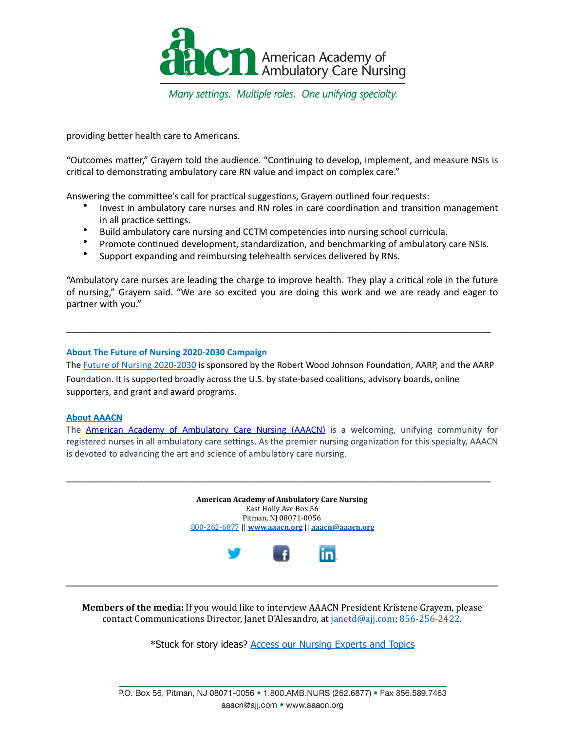providing better health care to Americans.

"Outcomes matter," Grayem told the audience. "Continuing to develop, implement, and measure NSIs is critical to demonstrating ambulatory care RN value and impact on complex care."

Answering the committee's call for practical suggestions, Grayem outlined four requests:

- Invest in ambulatory care nurses and RN roles in care coordination and transition management in all practice settings.
- Build ambulatory care nursing and CCTM competencies into nursing school curricula.
- Promote continued development, standardization, and benchmarking of ambulatory care NSIs.
- Support expanding and reimbursing telehealth services delivered by RNs.

"Ambulatory care nurses are leading the charge to improve health. They play a critical role in the future of nursing," Grayem said. "We are so excited you are doing this work and we are ready and eager to partner with you."

---

**About The Future of Nursing 2020-2030 Campaign**

The Future of Nursing 2020-2030 is sponsored by the Robert Wood Johnson Foundation, AARP, and the AARP Foundation. It is supported broadly across the U.S. by state-based coalitions, advisory boards, online supporters, and grant and award programs.

**About AAACN**

The American Academy of Ambulatory Care Nursing (AAACN) is a welcoming, unifying community for registered nurses in all ambulatory care settings. As the premier nursing organization for this specialty, AAACN is devoted to advancing the art and science of ambulatory care nursing.

---

**American Academy of Ambulatory Care Nursing**
East Holly Ave Box 56
Pitman, NJ 08071-0056
800-262-6877 || **www.aaacn.org** || **aaacn@aaacn.org**

---

**Members of the media:** If you would like to interview AAACN President Kristene Grayem, please contact Communications Director, Janet D'Alesandro, at janetd@ajj.com; 856-256-2422.

*Stuck for story ideas? Access our Nursing Experts and Topics